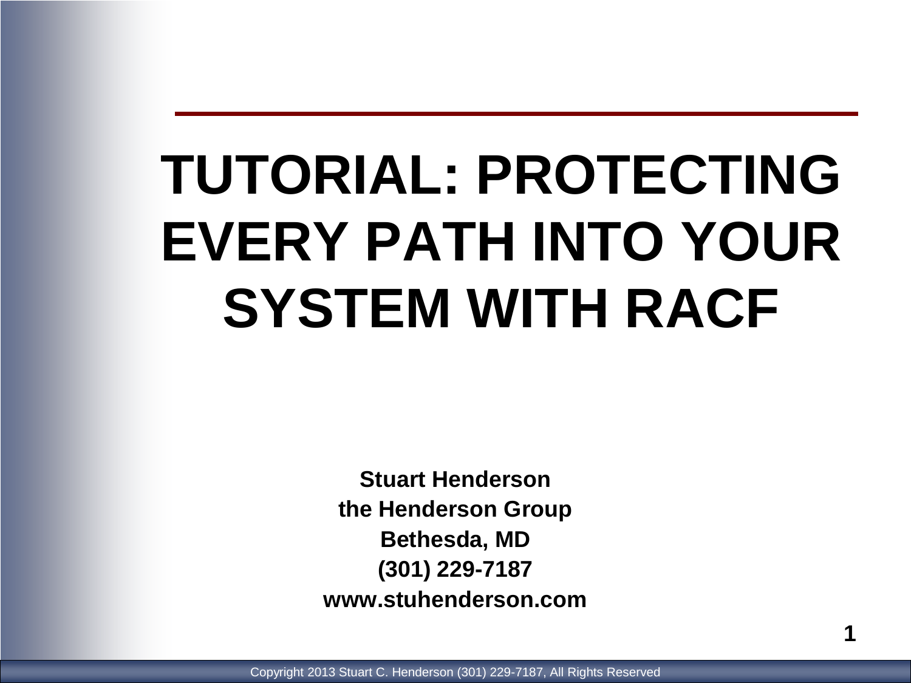# TUTORIAL: PROTECTING EVERY PATH INTO YOUR SYSTEM WITH RACF

**Stuart Henderson**
**the Henderson Group**
**Bethesda, MD**
**(301) 229-7187**
**www.stuhenderson.com**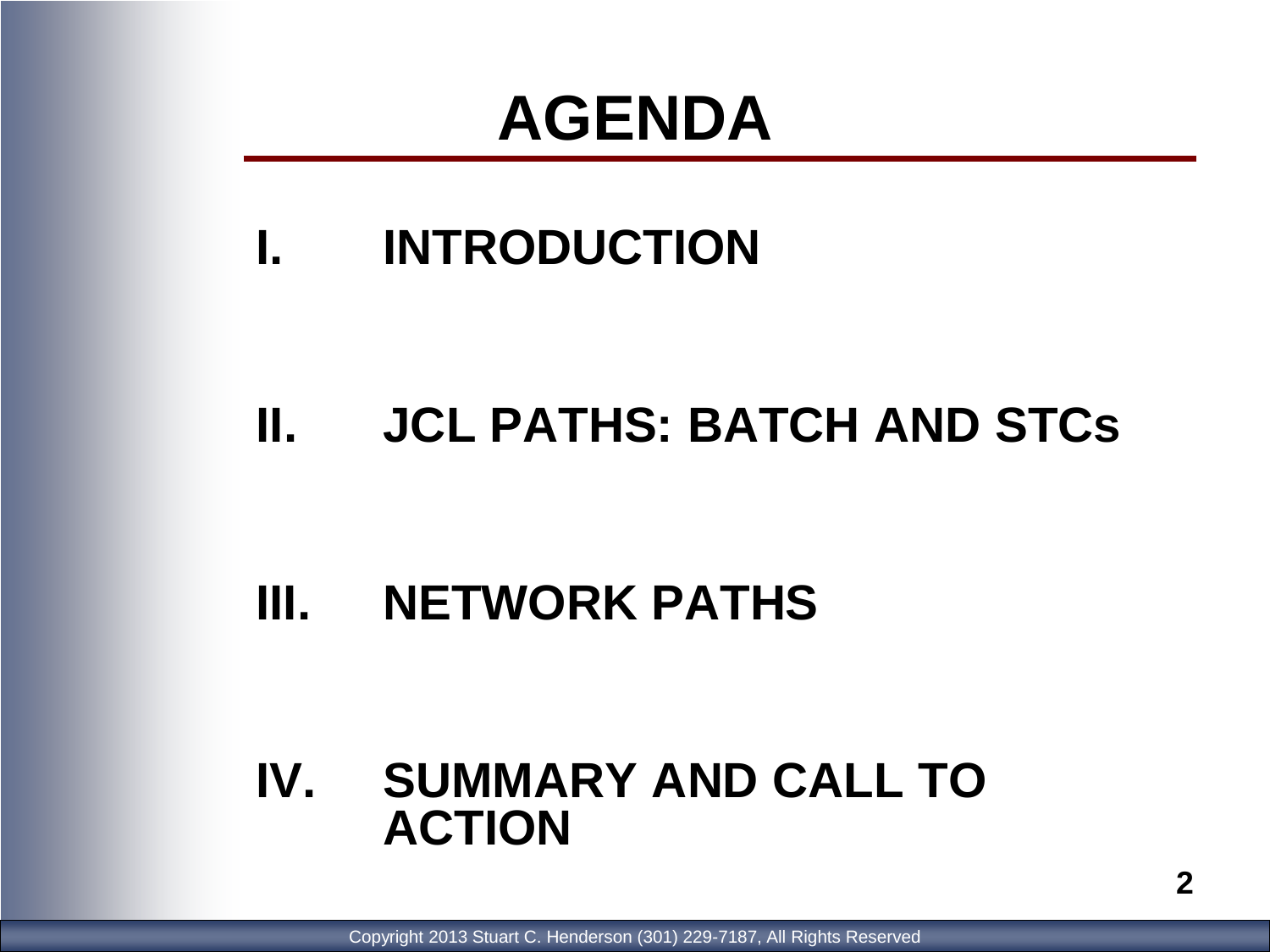# AGENDA

I. INTRODUCTION

II. JCL PATHS: BATCH AND STCs

III. NETWORK PATHS

IV. SUMMARY AND CALL TO ACTION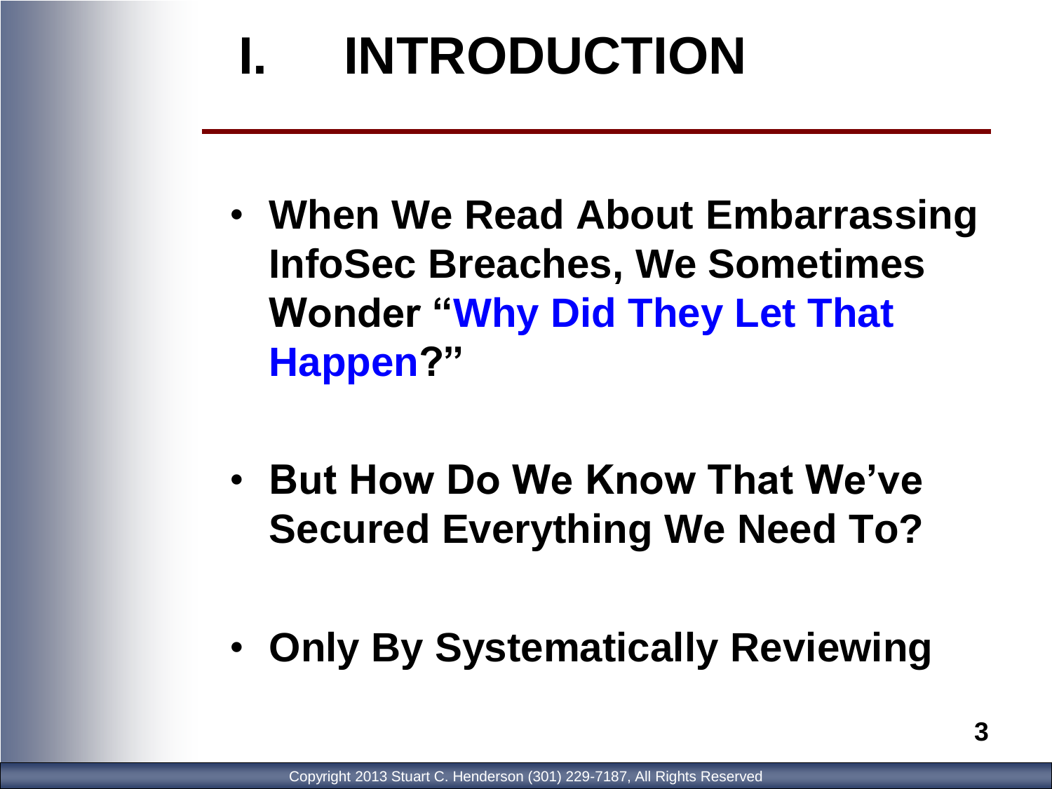# I. INTRODUCTION

- **When We Read About Embarrassing InfoSec Breaches, We Sometimes Wonder "Why Did They Let That Happen?"**

- **But How Do We Know That We've Secured Everything We Need To?**

- **Only By Systematically Reviewing**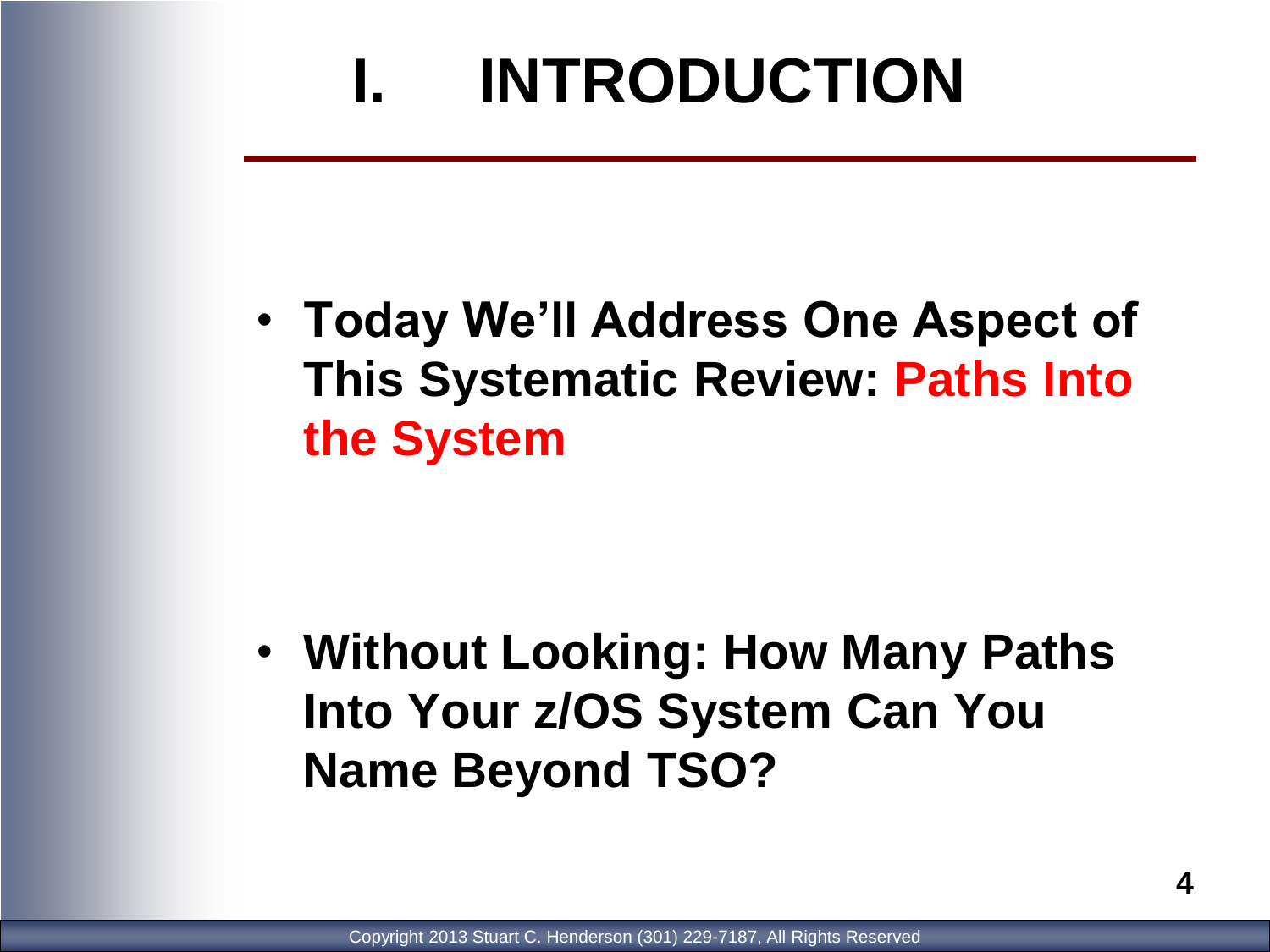# I. INTRODUCTION

- **Today We'll Address One Aspect of This Systematic Review: Paths Into the System**

- **Without Looking: How Many Paths Into Your z/OS System Can You Name Beyond TSO?**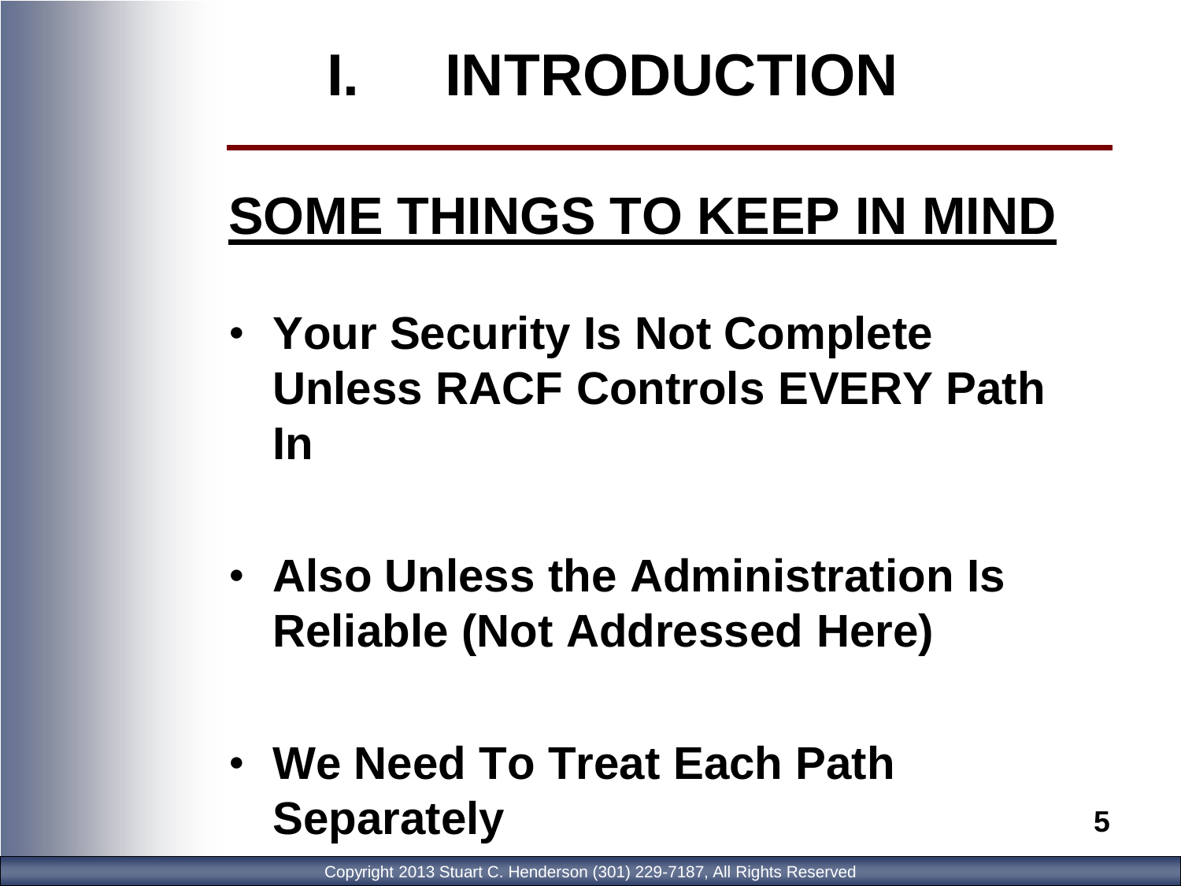# I. INTRODUCTION

## SOME THINGS TO KEEP IN MIND

- **Your Security Is Not Complete Unless RACF Controls EVERY Path In**
- **Also Unless the Administration Is Reliable (Not Addressed Here)**
- **We Need To Treat Each Path Separately**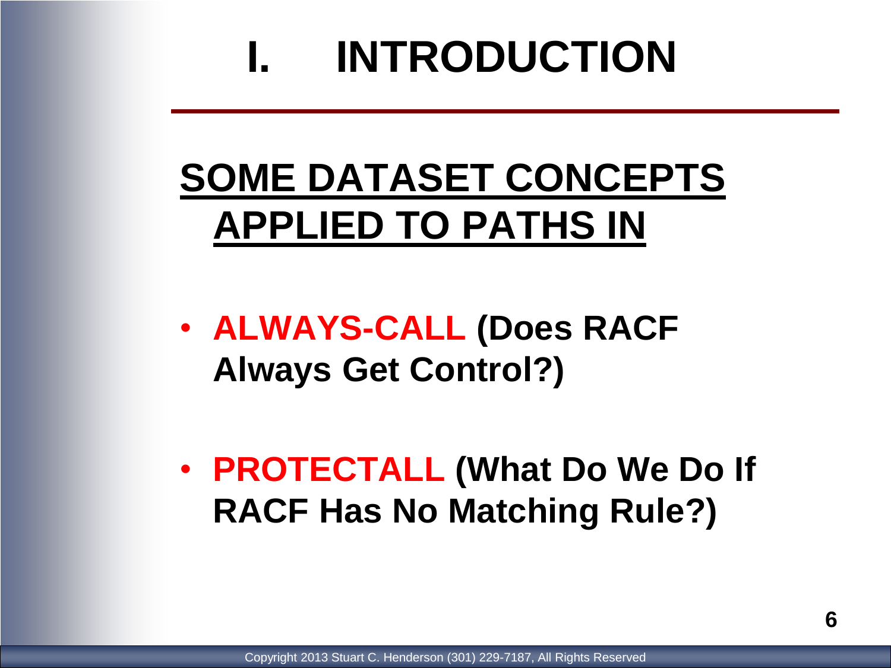# I. INTRODUCTION

## SOME DATASET CONCEPTS APPLIED TO PATHS IN

- **ALWAYS-CALL (Does RACF Always Get Control?)**
- **PROTECTALL (What Do We Do If RACF Has No Matching Rule?)**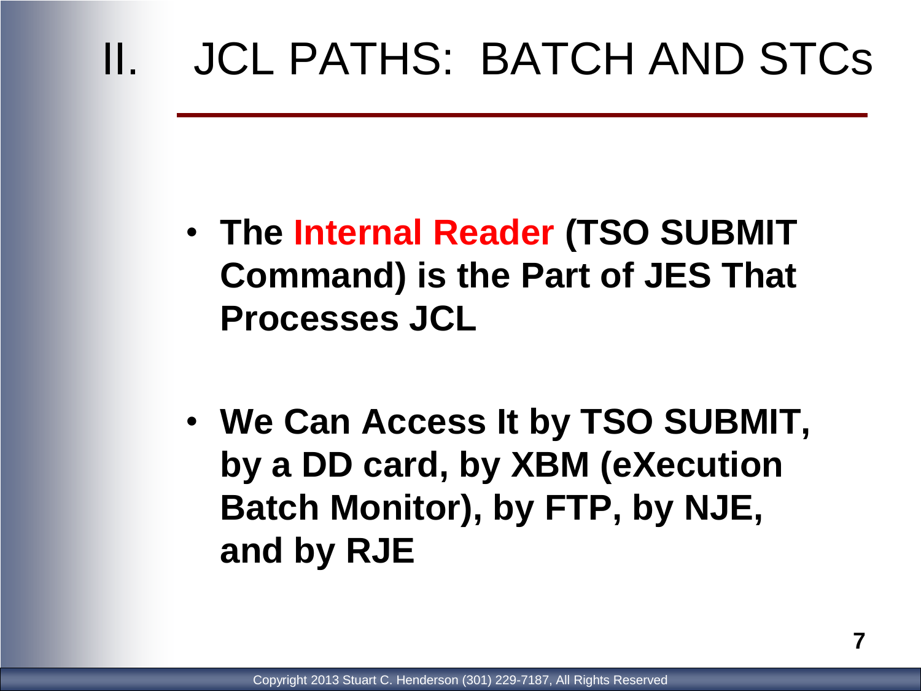# II. JCL PATHS: BATCH AND STCs

- **The Internal Reader (TSO SUBMIT Command) is the Part of JES That Processes JCL**

- **We Can Access It by TSO SUBMIT, by a DD card, by XBM (eXecution Batch Monitor), by FTP, by NJE, and by RJE**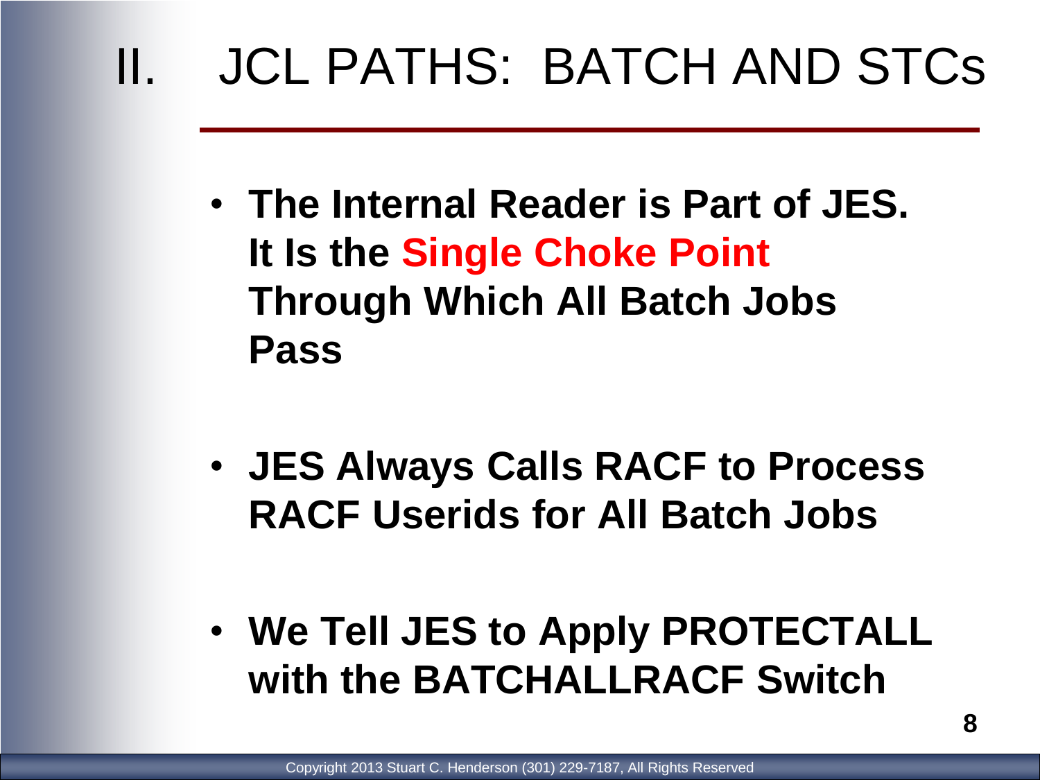# II. JCL PATHS: BATCH AND STCs

- **The Internal Reader is Part of JES. It Is the Single Choke Point Through Which All Batch Jobs Pass**

- **JES Always Calls RACF to Process RACF Userids for All Batch Jobs**

- **We Tell JES to Apply PROTECTALL with the BATCHALLRACF Switch**

Copyright 2013 Stuart C. Henderson (301) 229-7187, All Rights Reserved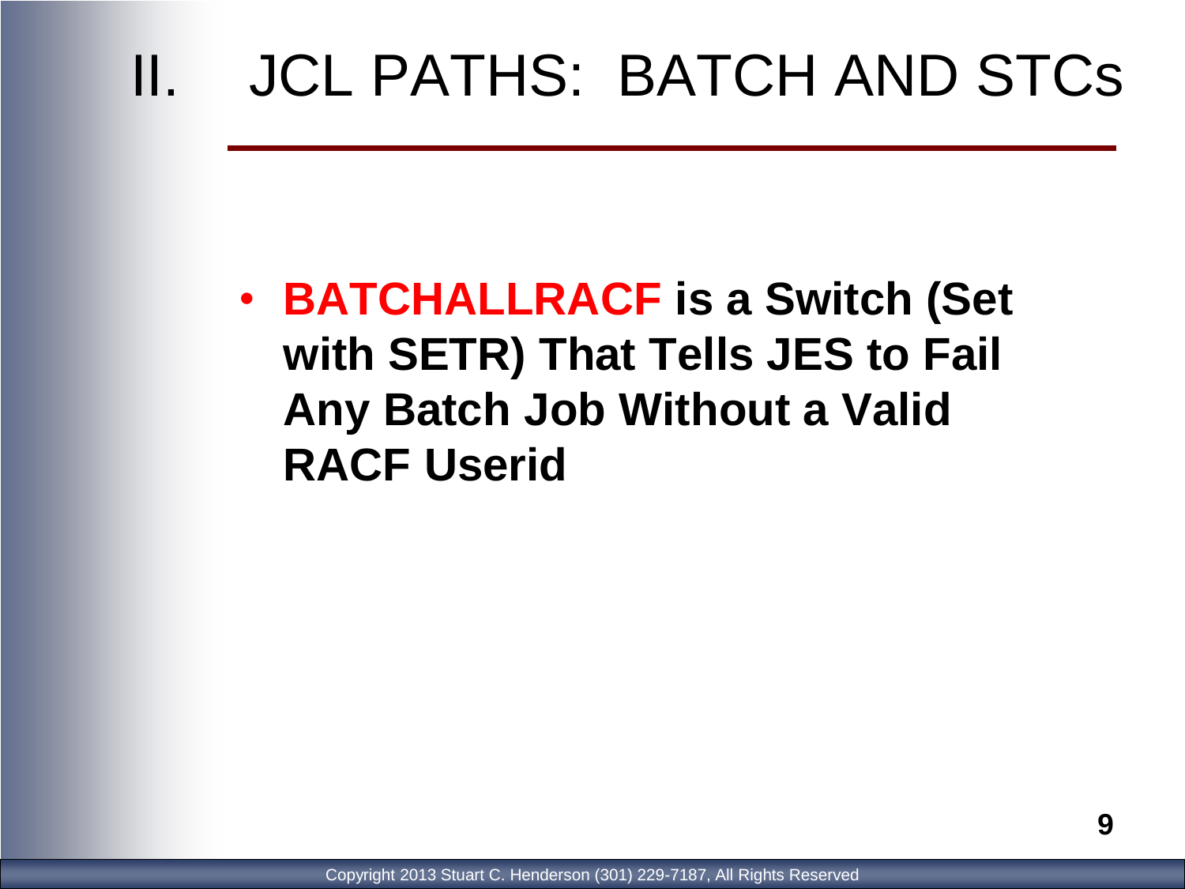# II. JCL PATHS: BATCH AND STCs

- **BATCHALLRACF is a Switch (Set with SETR) That Tells JES to Fail Any Batch Job Without a Valid RACF Userid**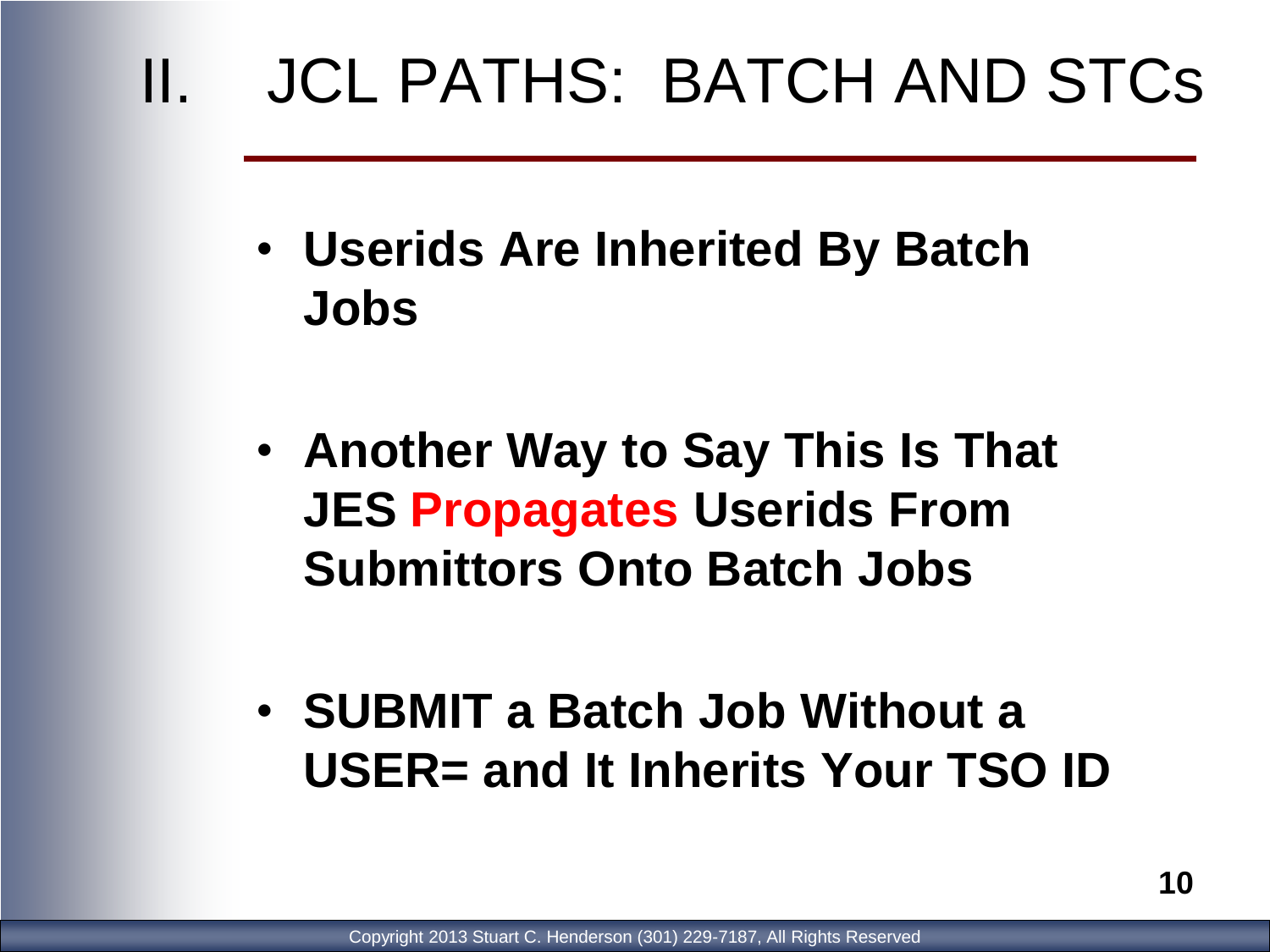# II. JCL PATHS: BATCH AND STCs

- **Userids Are Inherited By Batch Jobs**

- **Another Way to Say This Is That JES Propagates Userids From Submittors Onto Batch Jobs**

- **SUBMIT a Batch Job Without a USER= and It Inherits Your TSO ID**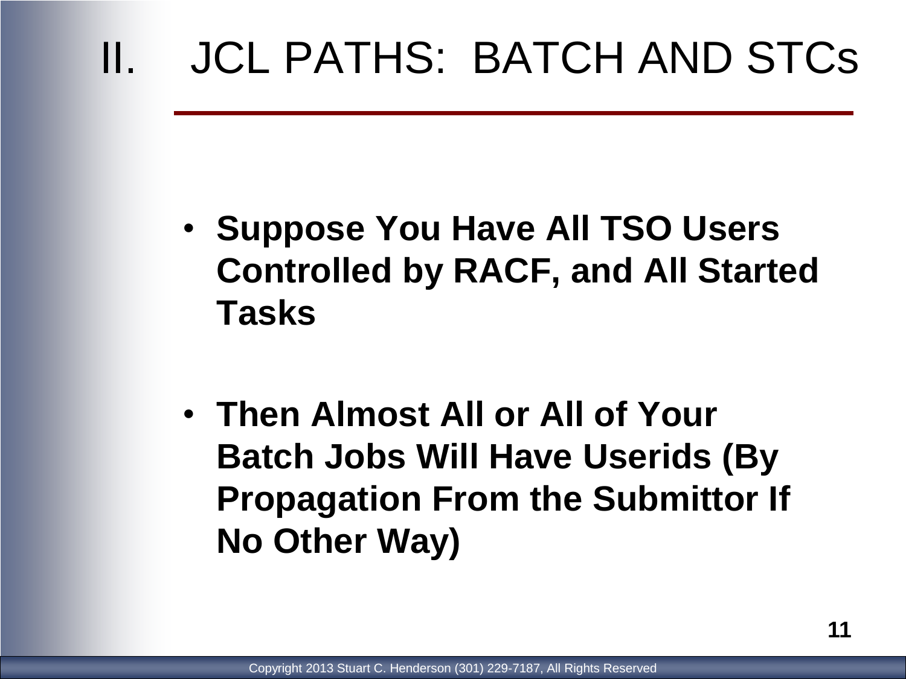# II. JCL PATHS: BATCH AND STCs

- **Suppose You Have All TSO Users Controlled by RACF, and All Started Tasks**
- **Then Almost All or All of Your Batch Jobs Will Have Userids (By Propagation From the Submittor If No Other Way)**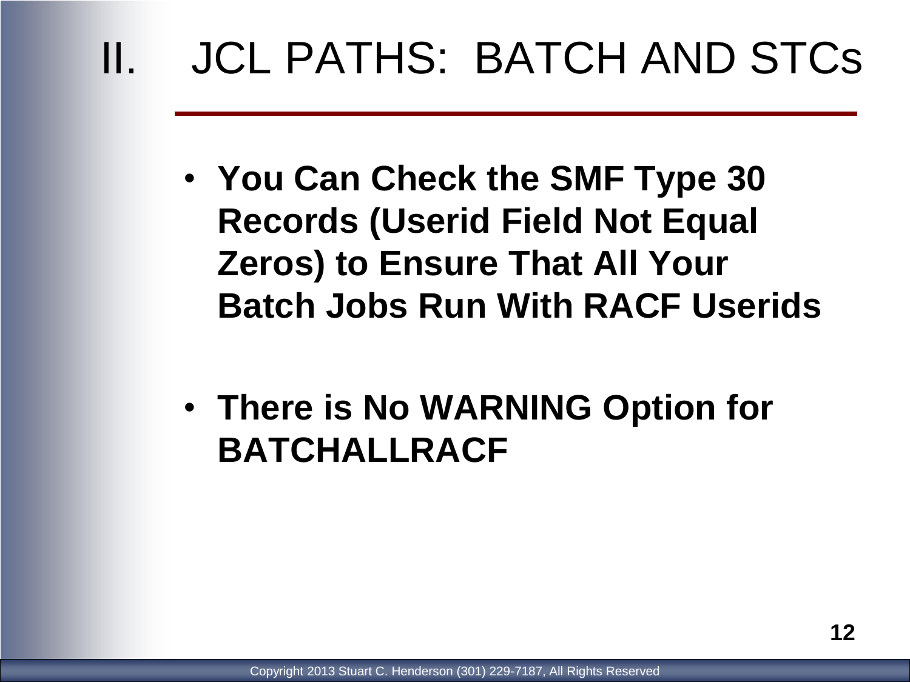# II. JCL PATHS: BATCH AND STCs

- **You Can Check the SMF Type 30 Records (Userid Field Not Equal Zeros) to Ensure That All Your Batch Jobs Run With RACF Userids**

- **There is No WARNING Option for BATCHALLRACF**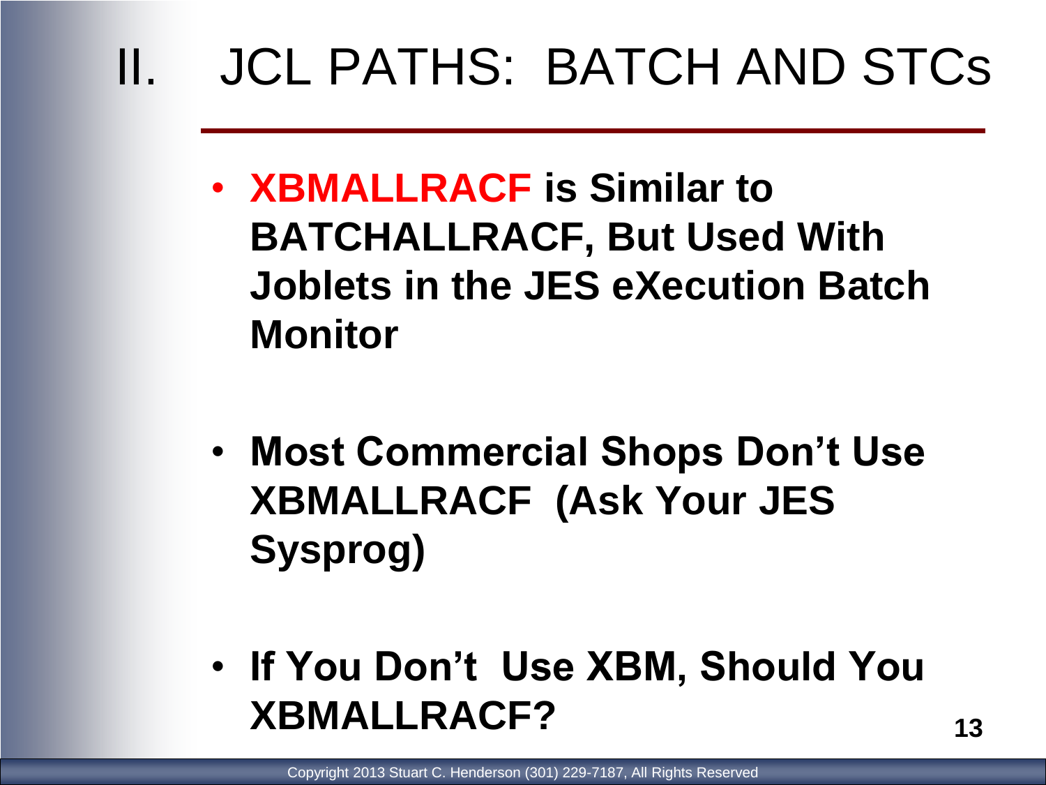# II. JCL PATHS: BATCH AND STCs

- **XBMALLRACF is Similar to BATCHALLRACF, But Used With Joblets in the JES eXecution Batch Monitor**

- **Most Commercial Shops Don't Use XBMALLRACF (Ask Your JES Sysprog)**

- **If You Don't Use XBM, Should You XBMALLRACF?**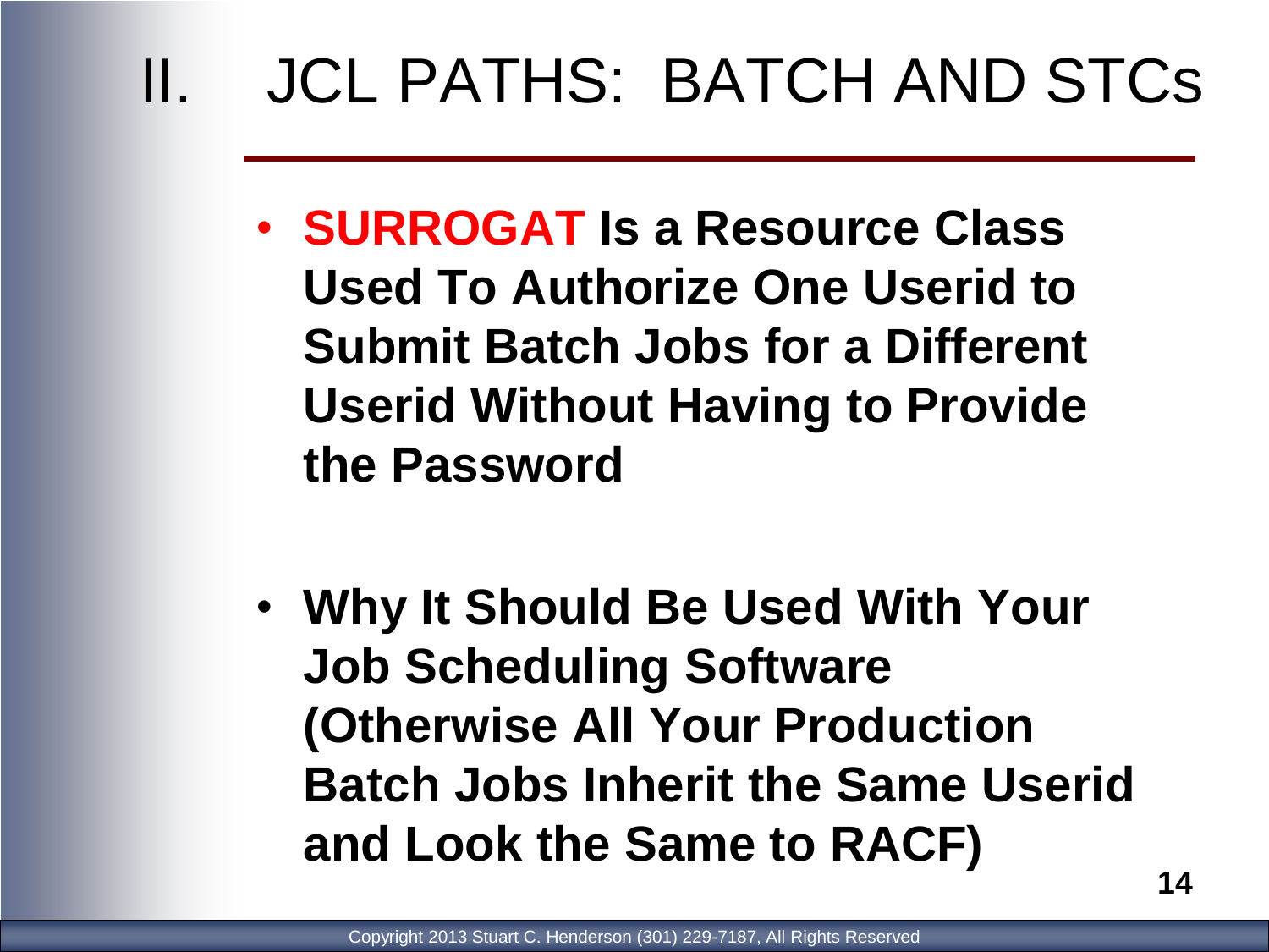# II. JCL PATHS: BATCH AND STCs

- **SURROGAT Is a Resource Class Used To Authorize One Userid to Submit Batch Jobs for a Different Userid Without Having to Provide the Password**

- **Why It Should Be Used With Your Job Scheduling Software (Otherwise All Your Production Batch Jobs Inherit the Same Userid and Look the Same to RACF)**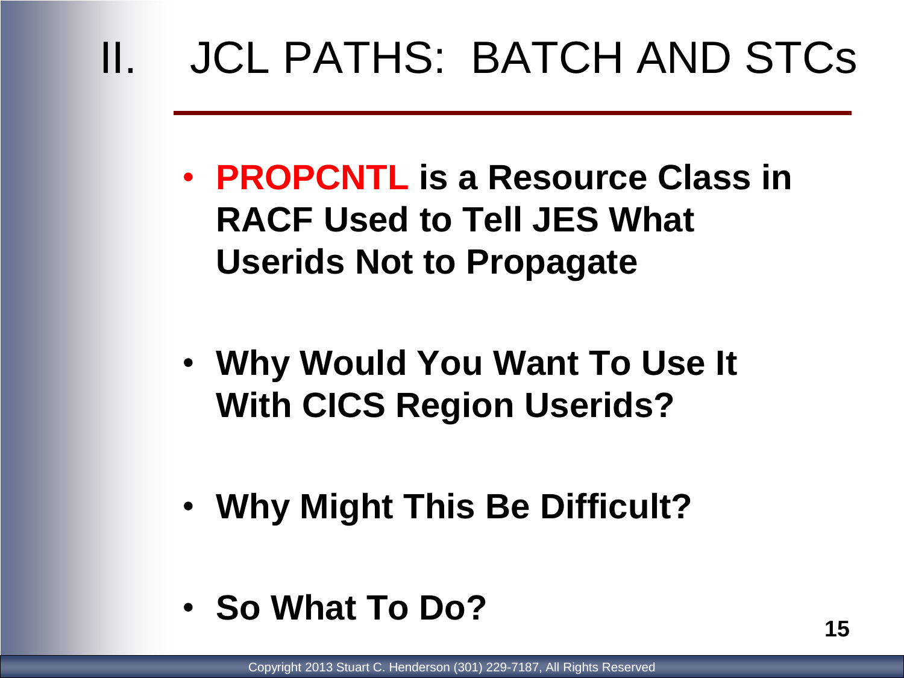# II. JCL PATHS: BATCH AND STCs

- **PROPCNTL is a Resource Class in RACF Used to Tell JES What Userids Not to Propagate**

- **Why Would You Want To Use It With CICS Region Userids?**

- **Why Might This Be Difficult?**

- **So What To Do?**

Copyright 2013 Stuart C. Henderson (301) 229-7187, All Rights Reserved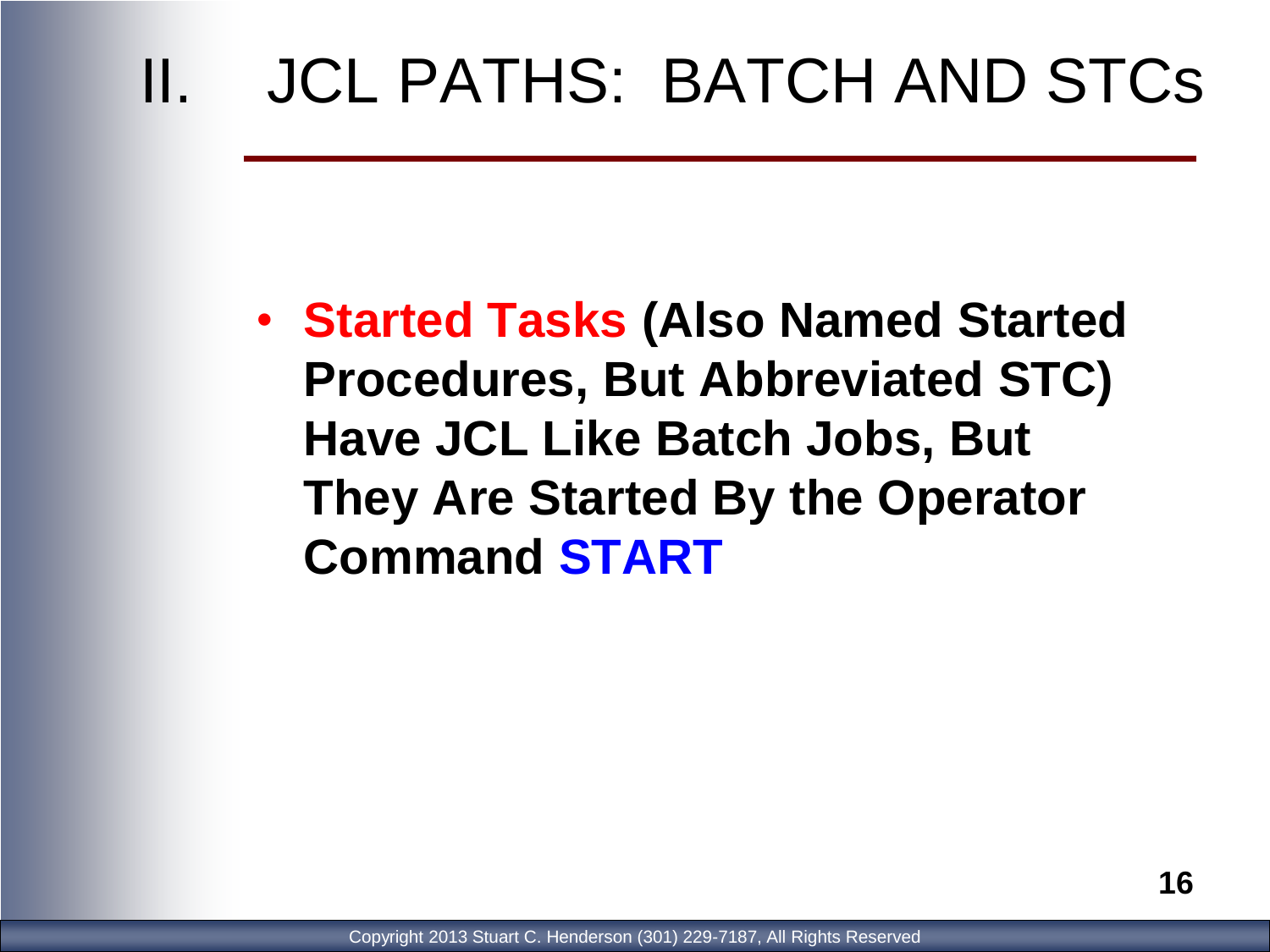# II. JCL PATHS: BATCH AND STCs

- **Started Tasks (Also Named Started Procedures, But Abbreviated STC) Have JCL Like Batch Jobs, But They Are Started By the Operator Command START**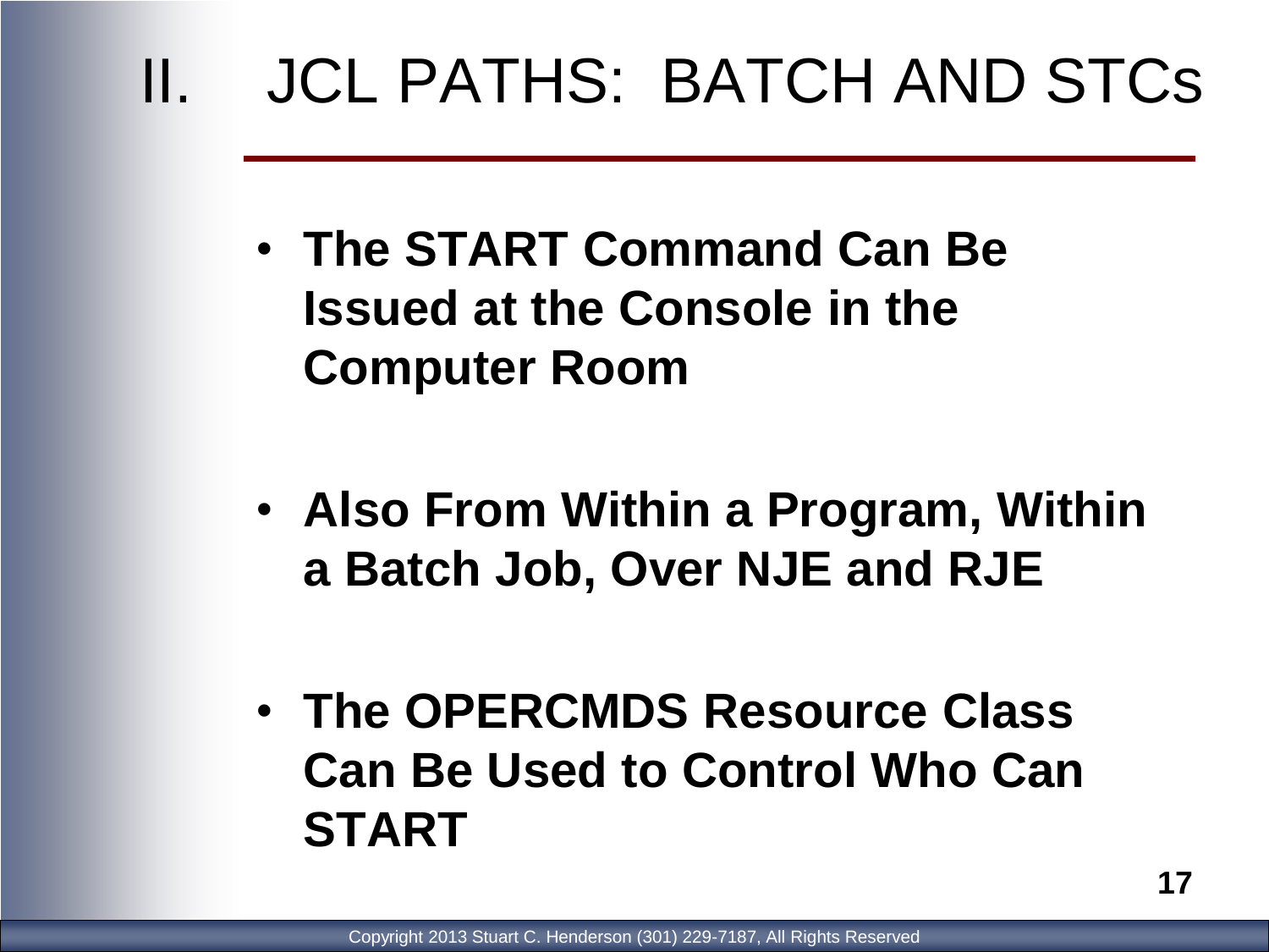# II. JCL PATHS: BATCH AND STCs

- **The START Command Can Be Issued at the Console in the Computer Room**

- **Also From Within a Program, Within a Batch Job, Over NJE and RJE**

- **The OPERCMDS Resource Class Can Be Used to Control Who Can START**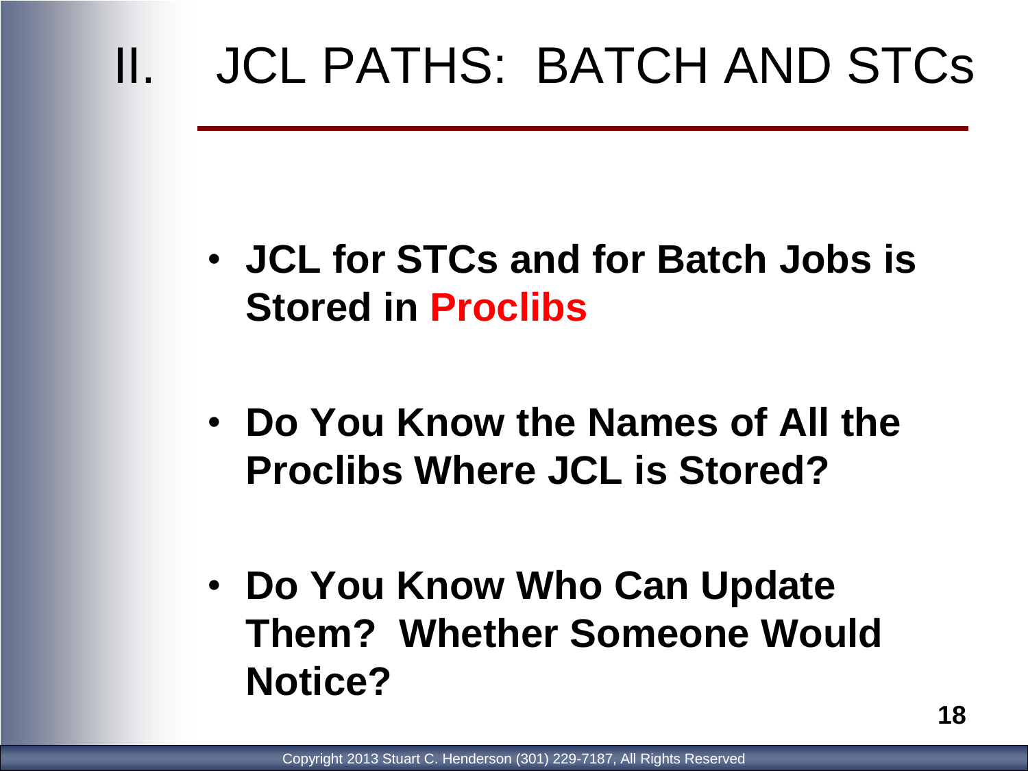# II. JCL PATHS: BATCH AND STCs

- **JCL for STCs and for Batch Jobs is Stored in Proclibs**
- **Do You Know the Names of All the Proclibs Where JCL is Stored?**
- **Do You Know Who Can Update Them? Whether Someone Would Notice?**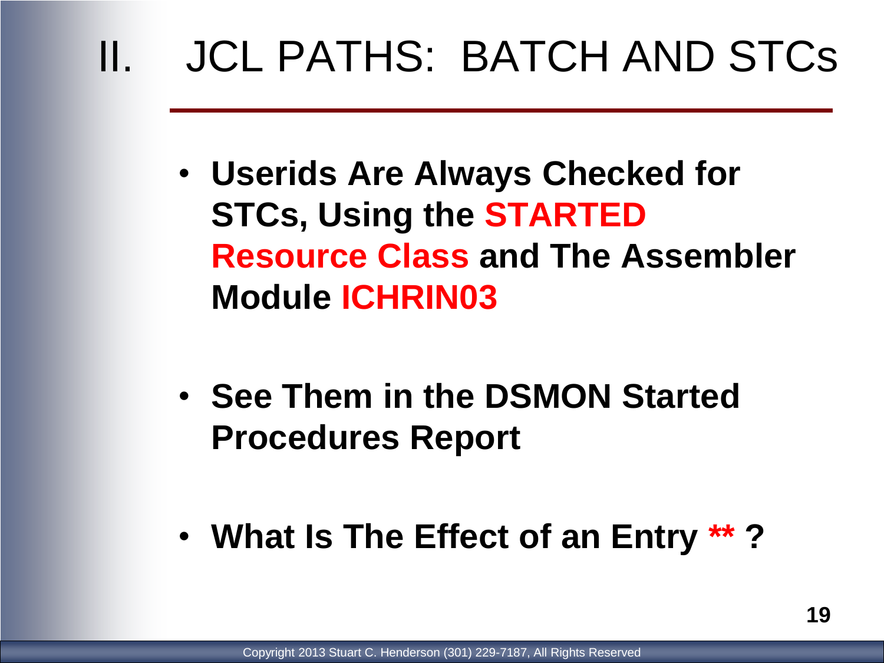# II. JCL PATHS: BATCH AND STCs

- **Userids Are Always Checked for STCs, Using the STARTED Resource Class and The Assembler Module ICHRIN03**

- **See Them in the DSMON Started Procedures Report**

- **What Is The Effect of an Entry ** ?**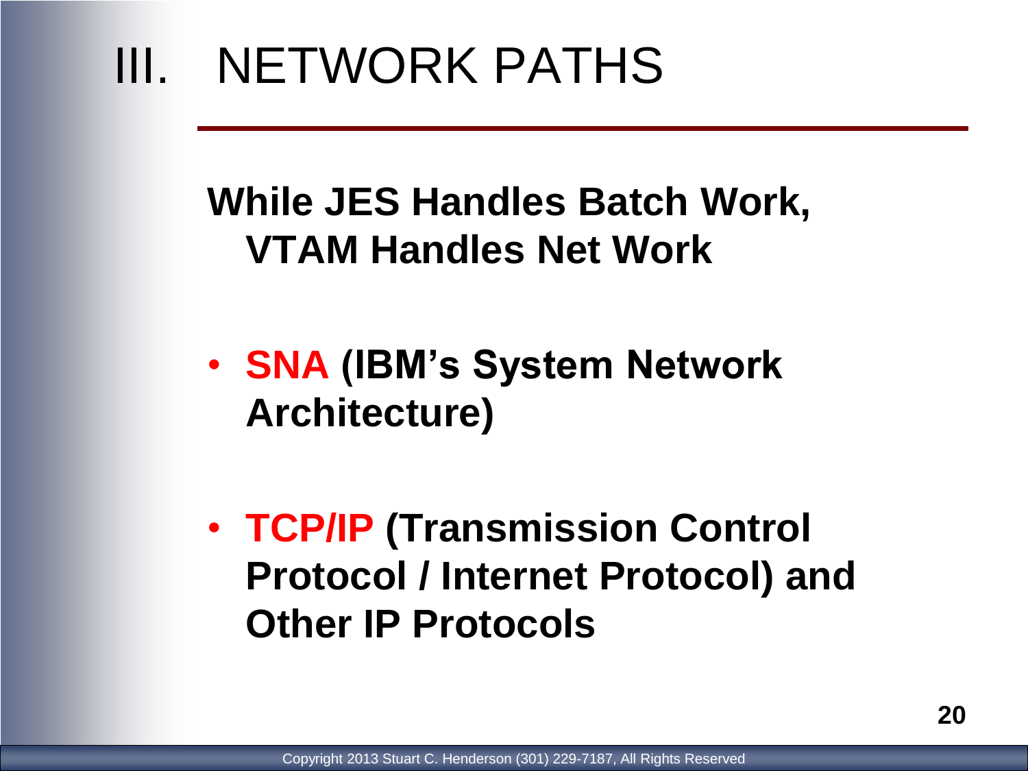# III. NETWORK PATHS

**While JES Handles Batch Work, VTAM Handles Net Work**

- **SNA (IBM's System Network Architecture)**

- **TCP/IP (Transmission Control Protocol / Internet Protocol) and Other IP Protocols**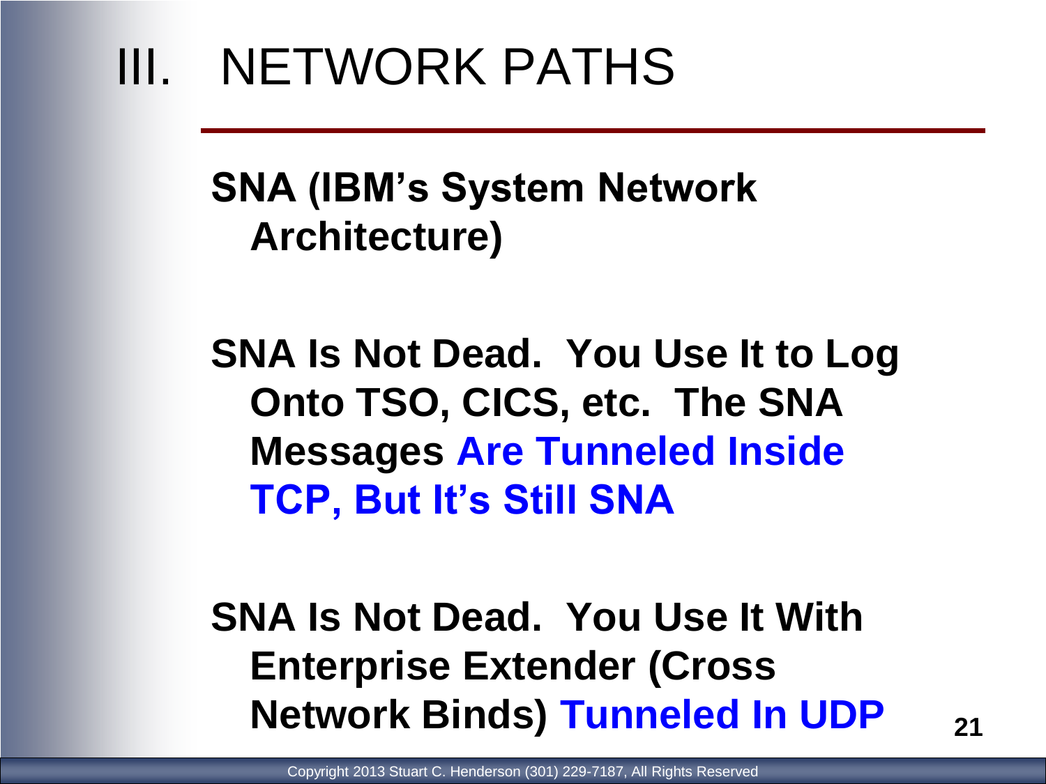# III. NETWORK PATHS

**SNA (IBM's System Network Architecture)**

**SNA Is Not Dead. You Use It to Log Onto TSO, CICS, etc. The SNA Messages Are Tunneled Inside TCP, But It's Still SNA**

**SNA Is Not Dead. You Use It With Enterprise Extender (Cross Network Binds) Tunneled In UDP**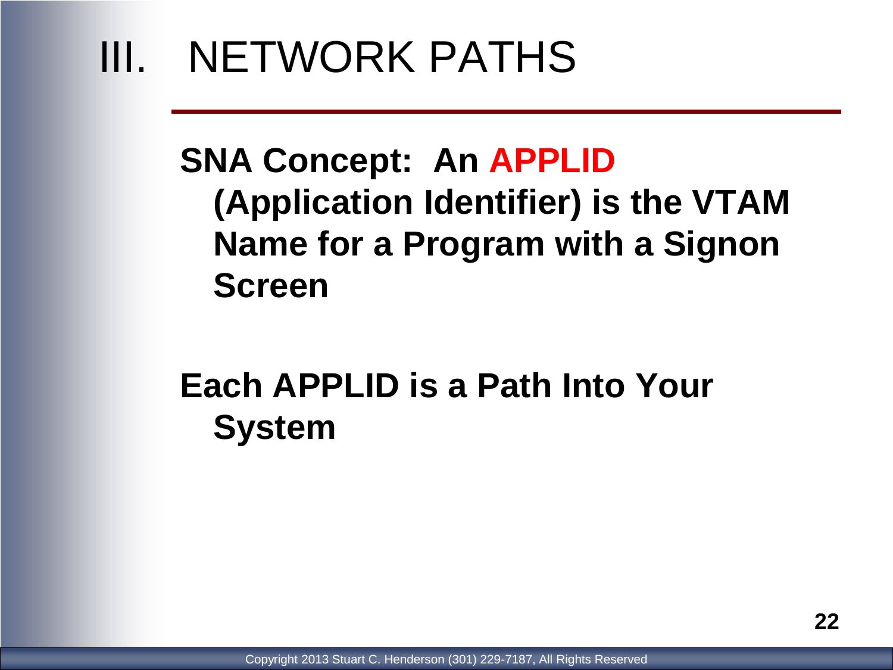# III. NETWORK PATHS

**SNA Concept: An APPLID (Application Identifier) is the VTAM Name for a Program with a Signon Screen**

**Each APPLID is a Path Into Your System**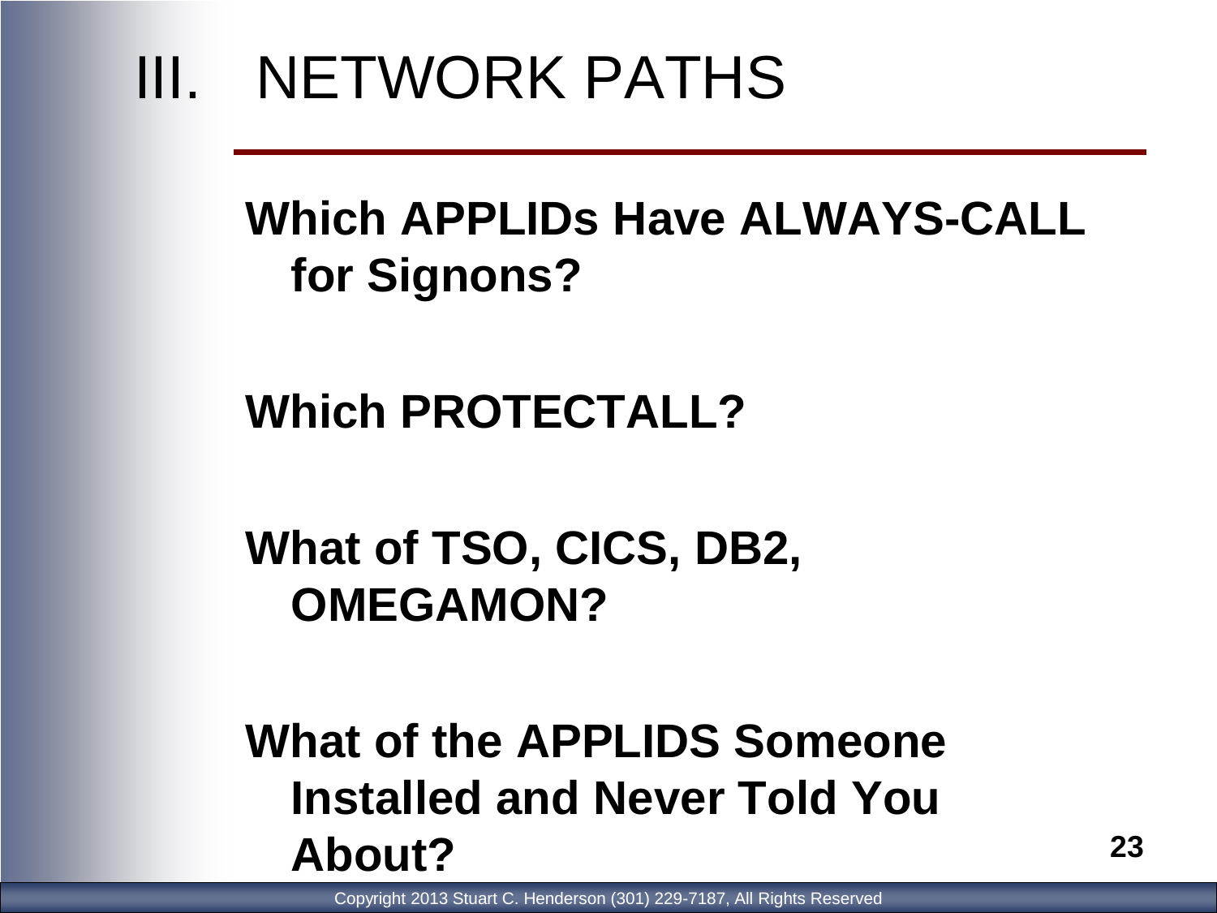# III. NETWORK PATHS

**Which APPLIDs Have ALWAYS-CALL for Signons?**

**Which PROTECTALL?**

**What of TSO, CICS, DB2, OMEGAMON?**

**What of the APPLIDS Someone Installed and Never Told You About?**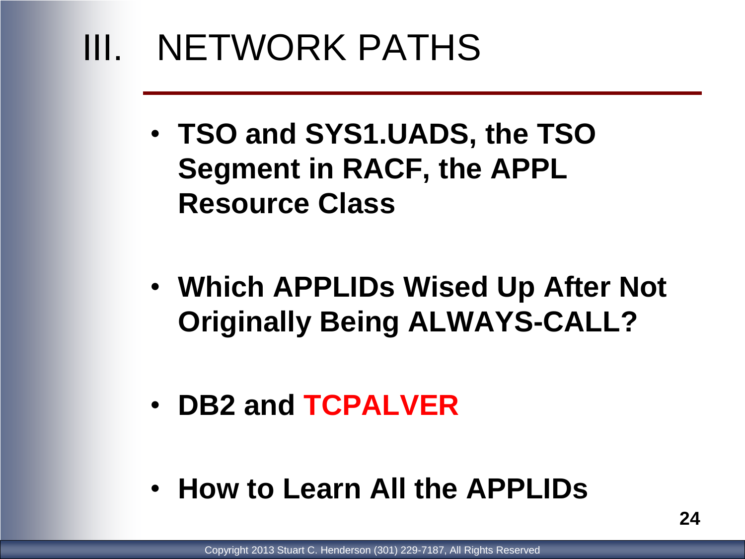# III. NETWORK PATHS

- **TSO and SYS1.UADS, the TSO Segment in RACF, the APPL Resource Class**

- **Which APPLIDs Wised Up After Not Originally Being ALWAYS-CALL?**

- **DB2 and TCPALVER**

- **How to Learn All the APPLIDs**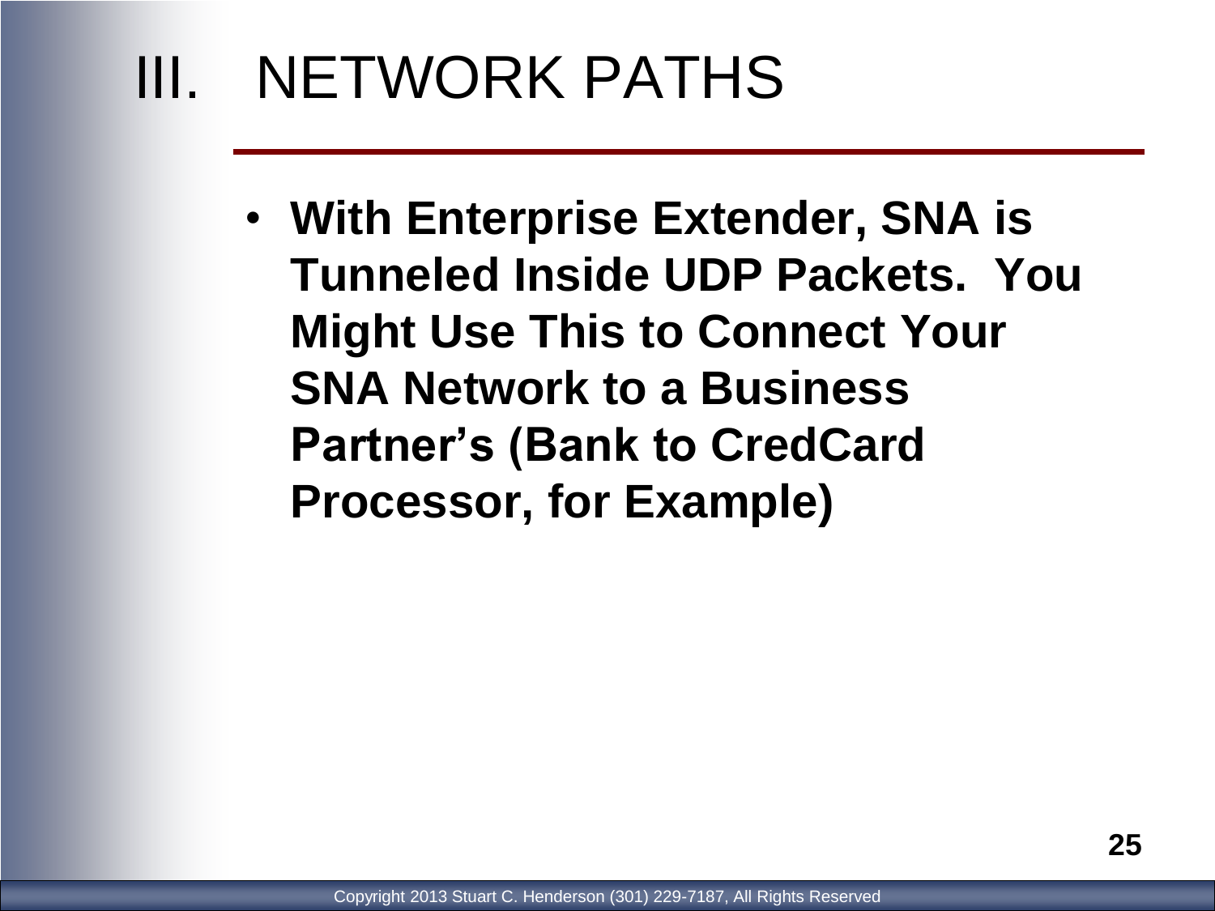# III. NETWORK PATHS

- **With Enterprise Extender, SNA is Tunneled Inside UDP Packets. You Might Use This to Connect Your SNA Network to a Business Partner's (Bank to CredCard Processor, for Example)**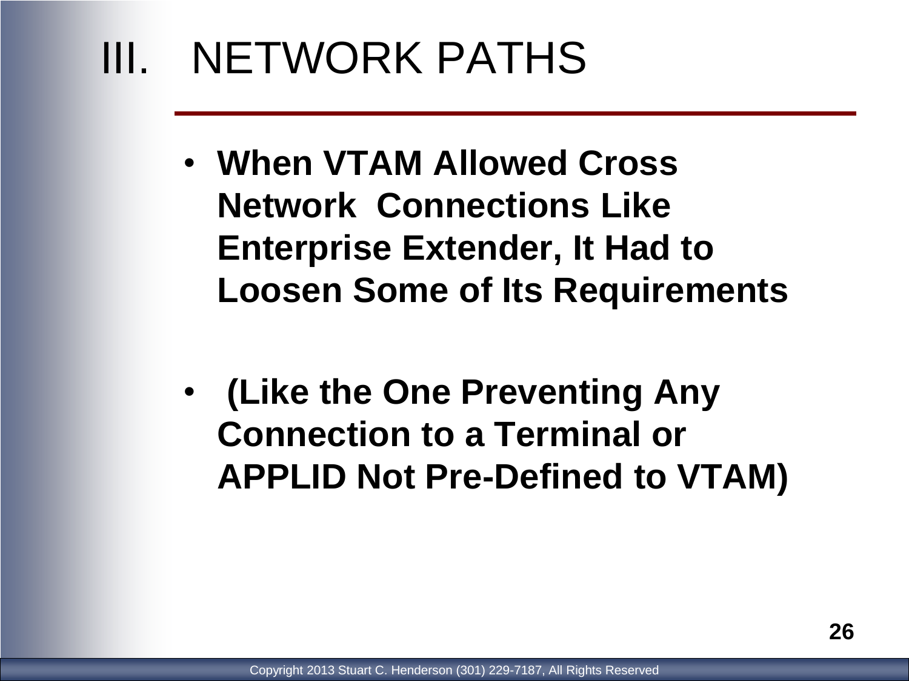# III. NETWORK PATHS

- **When VTAM Allowed Cross Network Connections Like Enterprise Extender, It Had to Loosen Some of Its Requirements**

- **(Like the One Preventing Any Connection to a Terminal or APPLID Not Pre-Defined to VTAM)**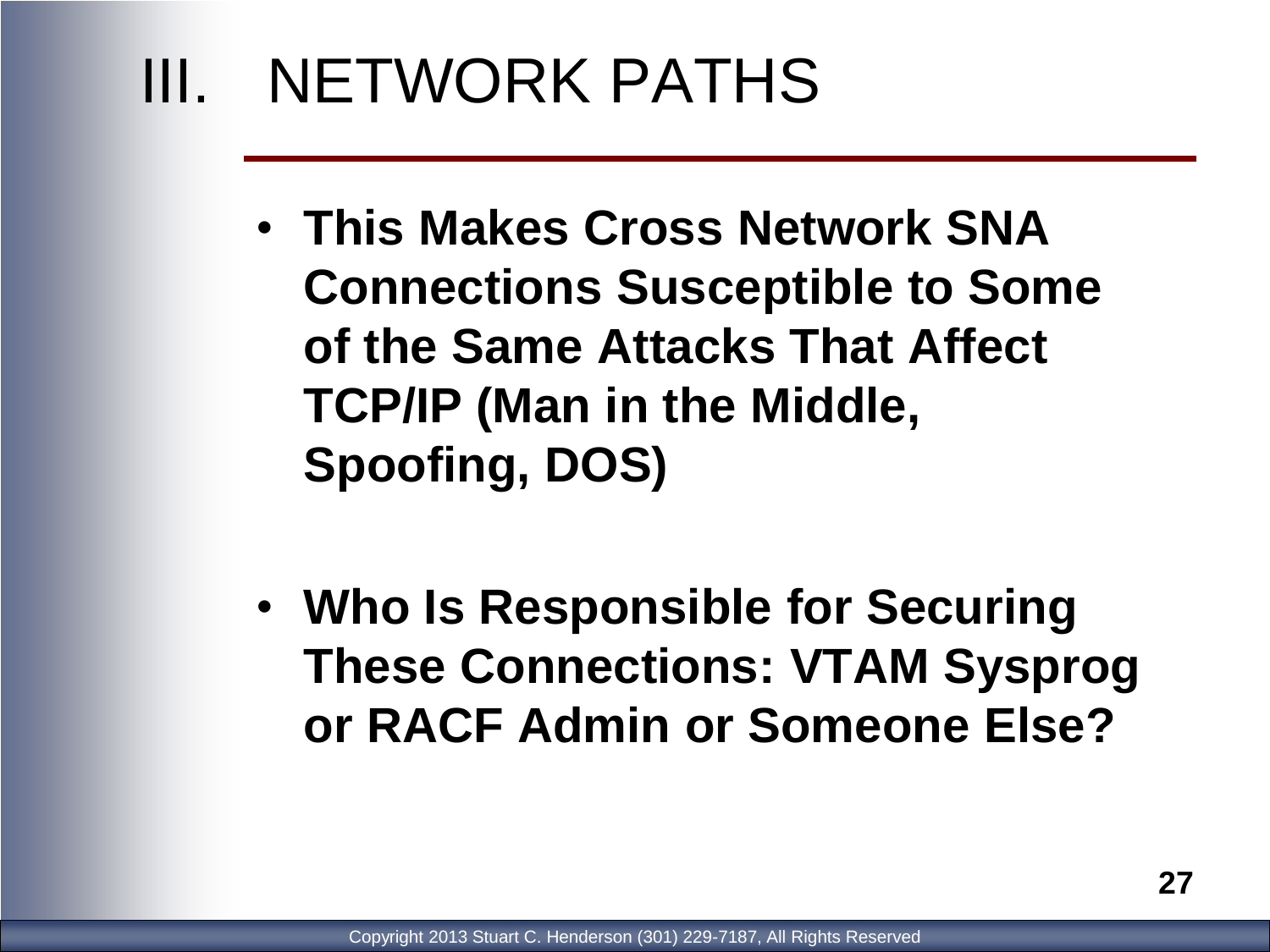# III. NETWORK PATHS

- **This Makes Cross Network SNA Connections Susceptible to Some of the Same Attacks That Affect TCP/IP (Man in the Middle, Spoofing, DOS)**

- **Who Is Responsible for Securing These Connections: VTAM Sysprog or RACF Admin or Someone Else?**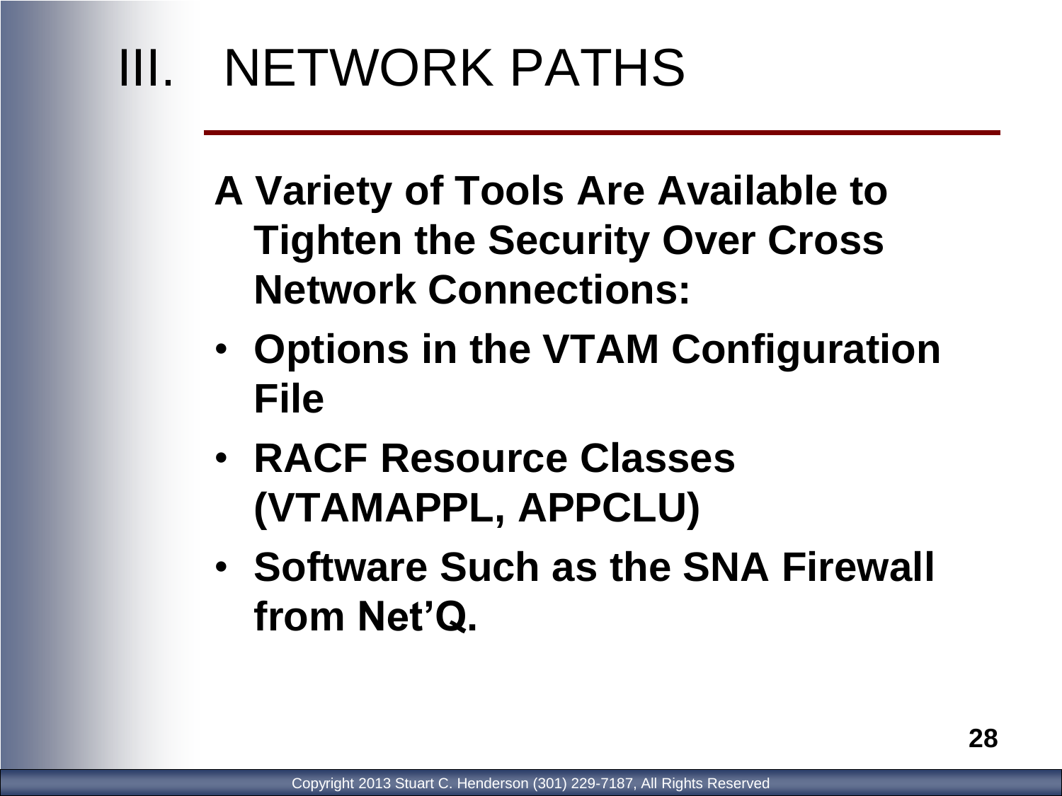# III. NETWORK PATHS

**A Variety of Tools Are Available to Tighten the Security Over Cross Network Connections:**

- **Options in the VTAM Configuration File**
- **RACF Resource Classes (VTAMAPPL, APPCLU)**
- **Software Such as the SNA Firewall from Net'Q.**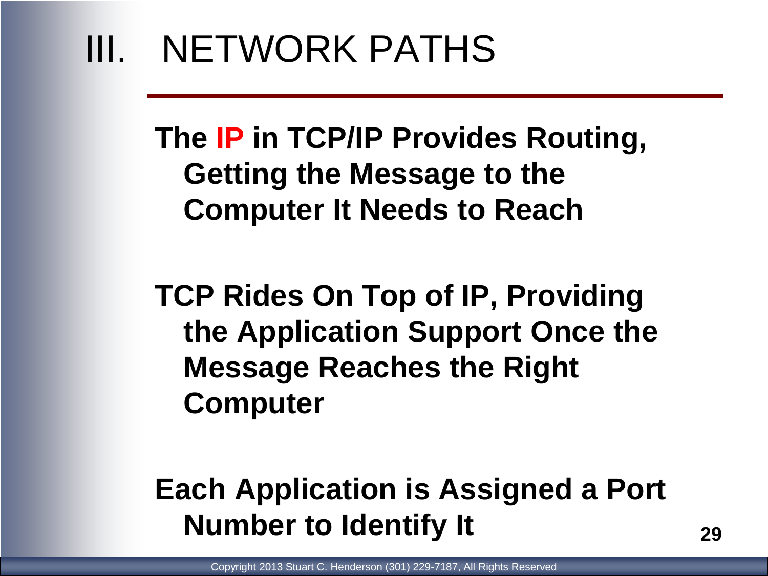# III. NETWORK PATHS

**The IP in TCP/IP Provides Routing, Getting the Message to the Computer It Needs to Reach**

**TCP Rides On Top of IP, Providing the Application Support Once the Message Reaches the Right Computer**

**Each Application is Assigned a Port Number to Identify It**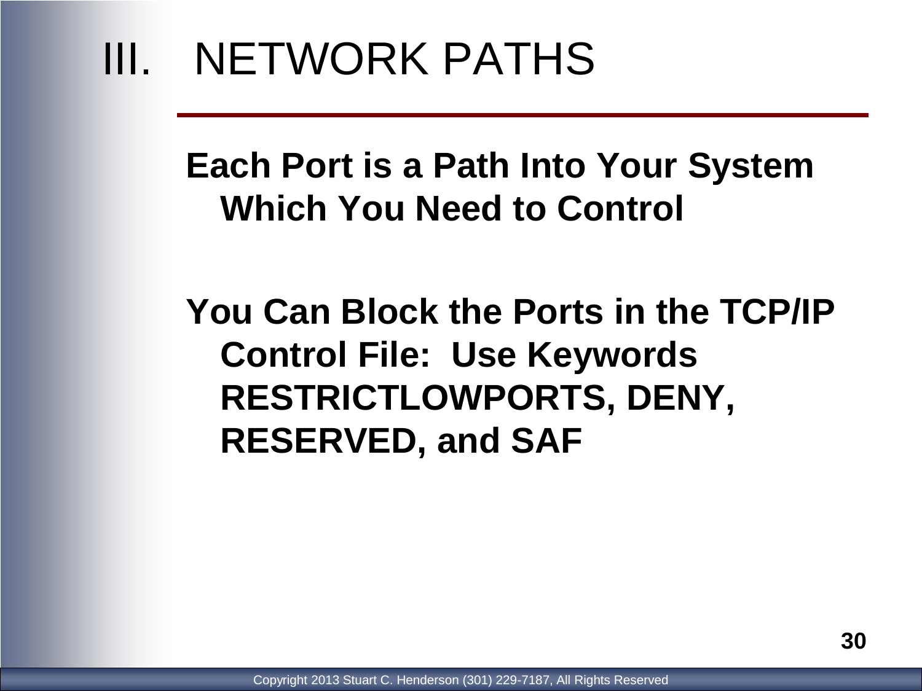# III. NETWORK PATHS

**Each Port is a Path Into Your System Which You Need to Control**

**You Can Block the Ports in the TCP/IP Control File: Use Keywords RESTRICTLOWPORTS, DENY, RESERVED, and SAF**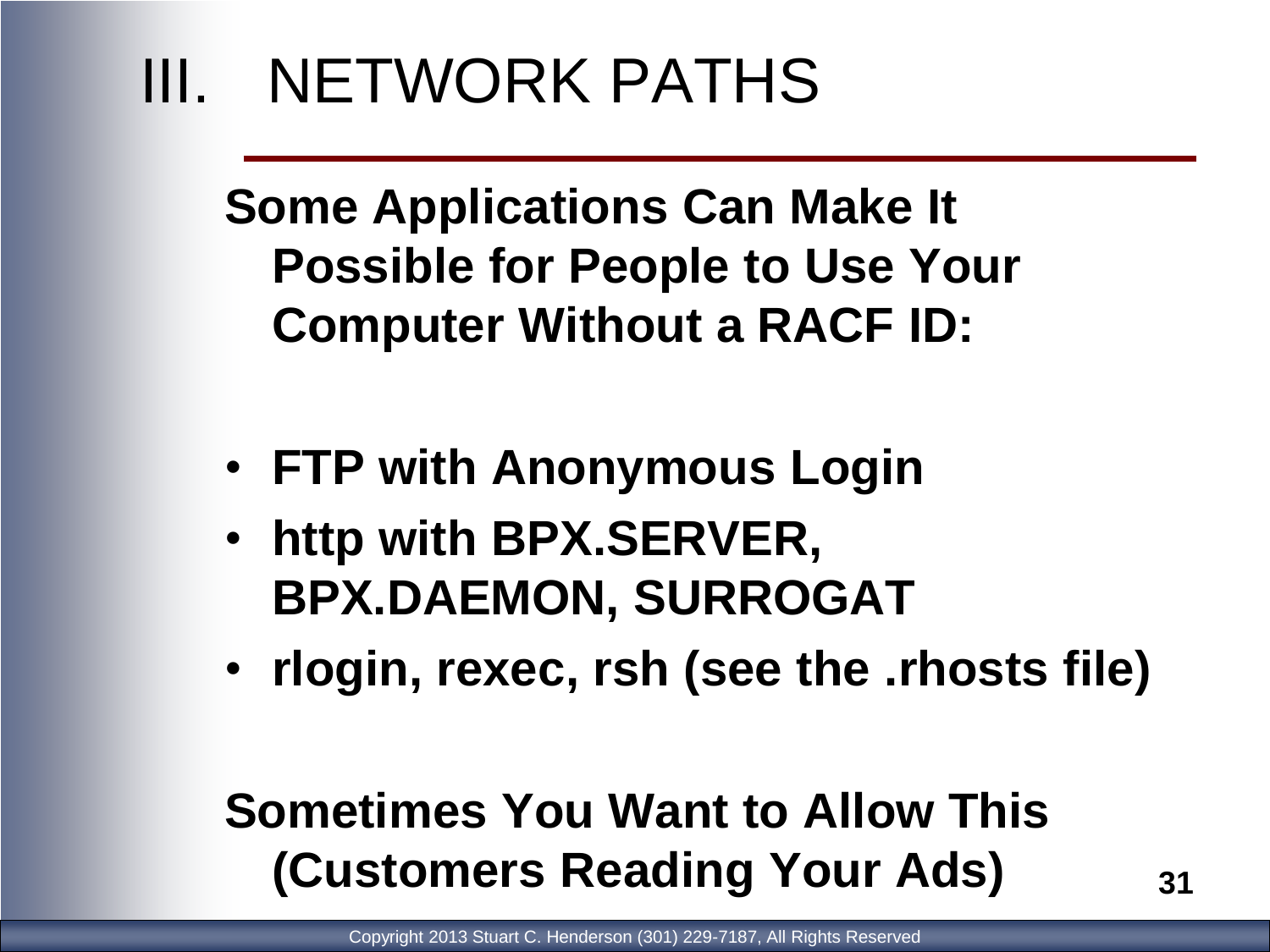# III. NETWORK PATHS

**Some Applications Can Make It Possible for People to Use Your Computer Without a RACF ID:**

- **FTP with Anonymous Login**
- **http with BPX.SERVER, BPX.DAEMON, SURROGAT**
- **rlogin, rexec, rsh (see the .rhosts file)**

**Sometimes You Want to Allow This (Customers Reading Your Ads)**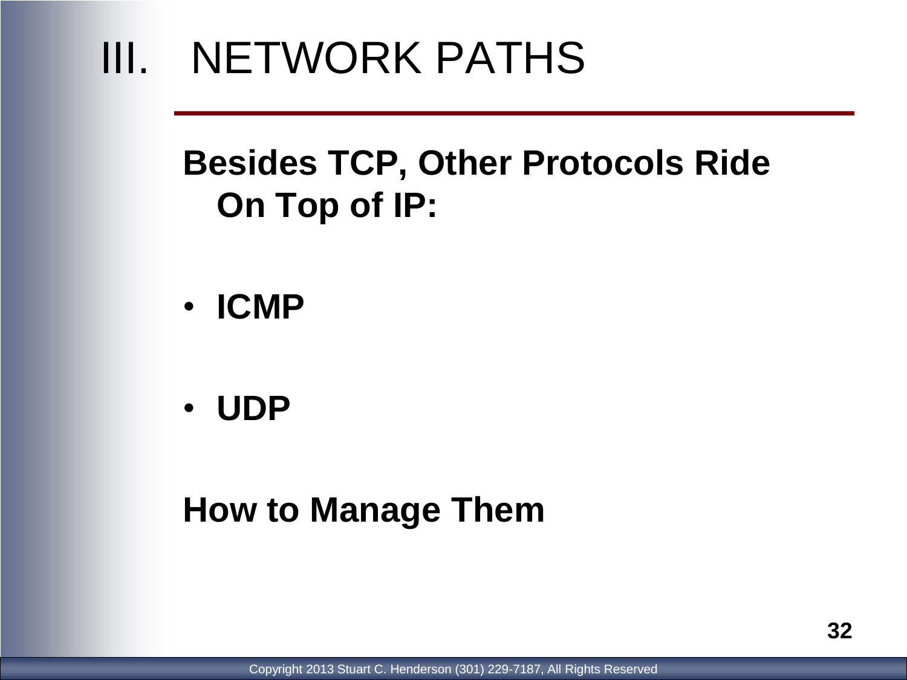# III. NETWORK PATHS

**Besides TCP, Other Protocols Ride On Top of IP:**

- **ICMP**
- **UDP**

**How to Manage Them**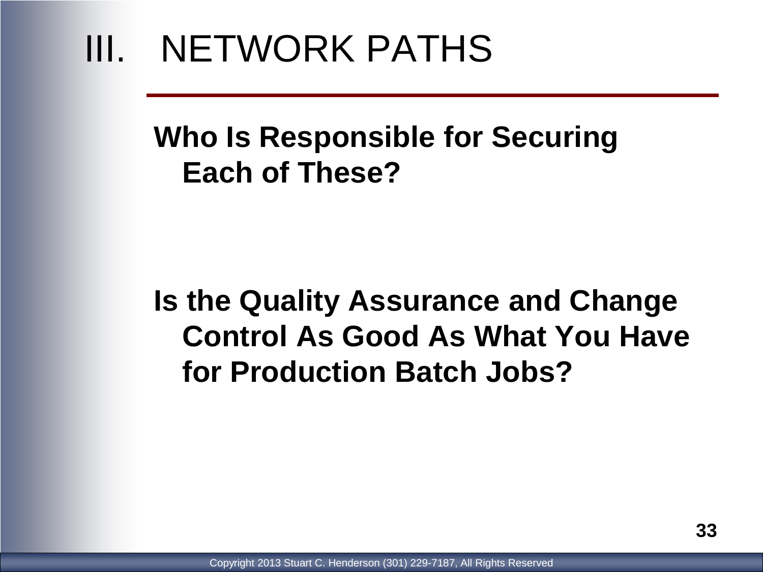# III. NETWORK PATHS

**Who Is Responsible for Securing Each of These?**

**Is the Quality Assurance and Change Control As Good As What You Have for Production Batch Jobs?**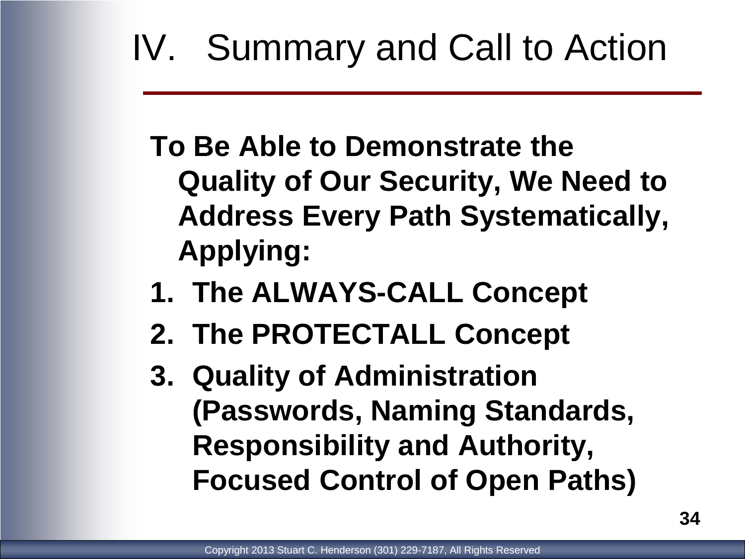# IV. Summary and Call to Action

**To Be Able to Demonstrate the Quality of Our Security, We Need to Address Every Path Systematically, Applying:**

1. **The ALWAYS-CALL Concept**
2. **The PROTECTALL Concept**
3. **Quality of Administration (Passwords, Naming Standards, Responsibility and Authority, Focused Control of Open Paths)**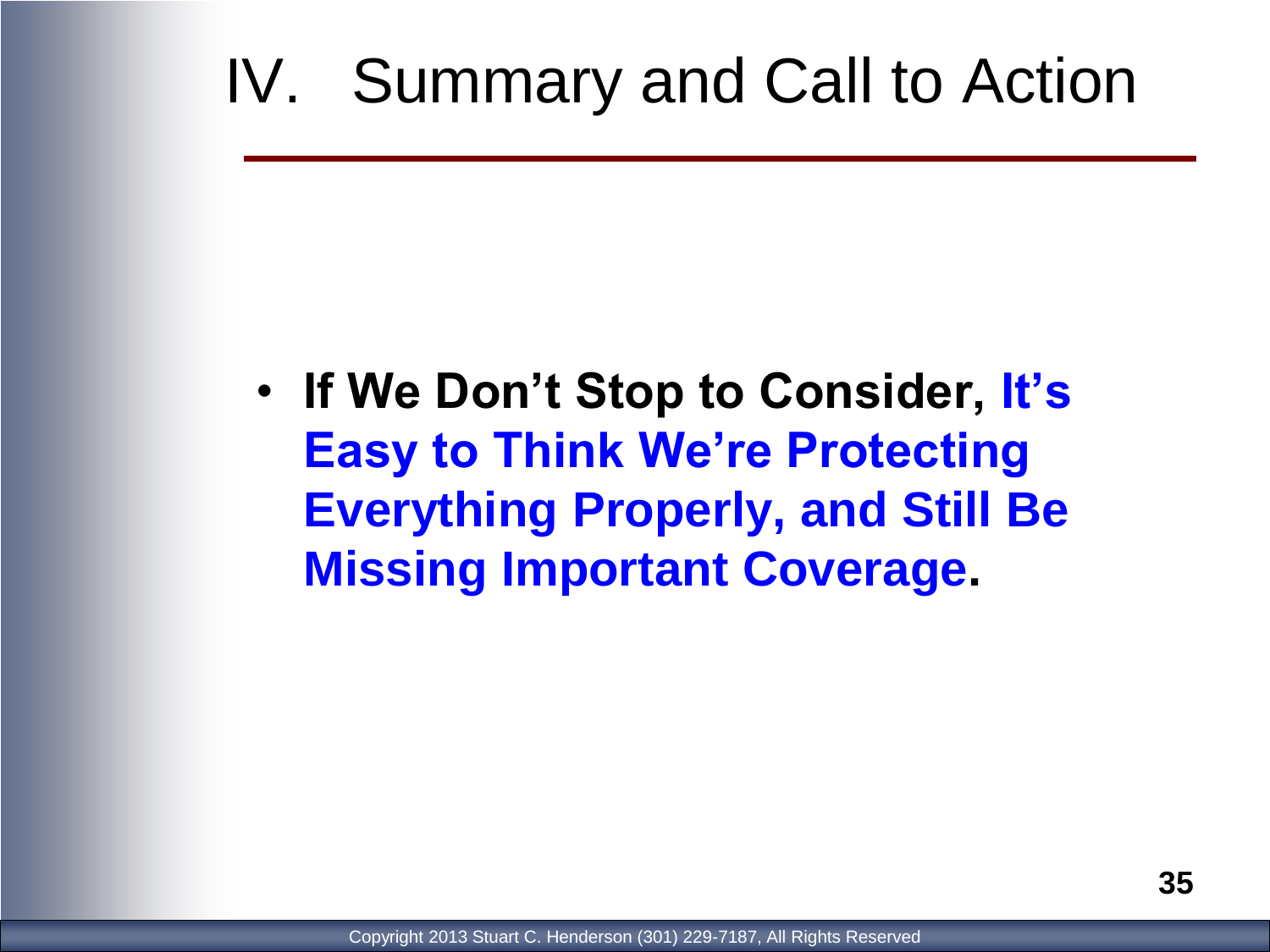# IV. Summary and Call to Action

- **If We Don't Stop to Consider, It's Easy to Think We're Protecting Everything Properly, and Still Be Missing Important Coverage.**

Copyright 2013 Stuart C. Henderson (301) 229-7187, All Rights Reserved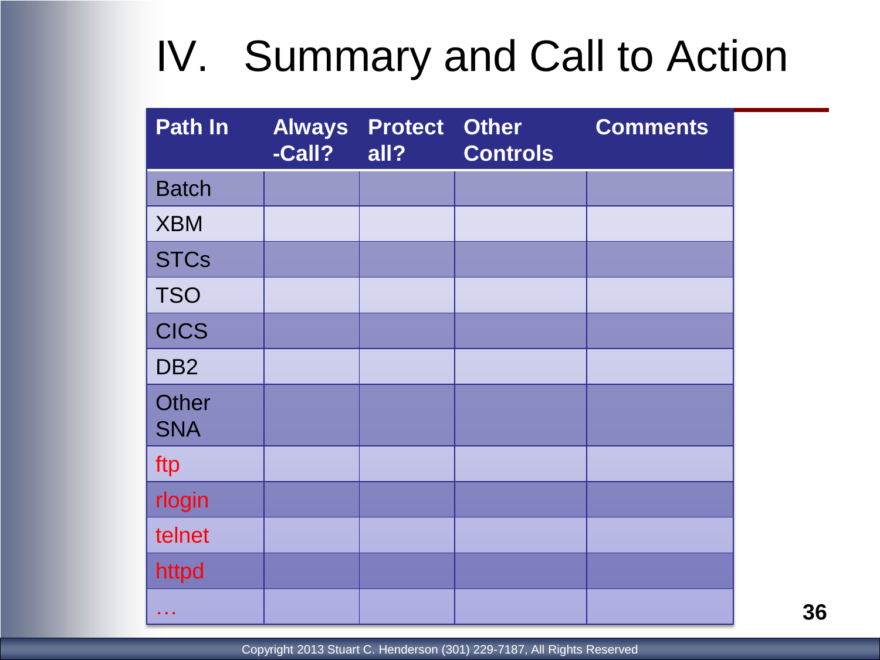# IV. Summary and Call to Action

| Path In | Always-Call? | Protect all? | Other Controls | Comments |
|---|---|---|---|---|
| Batch | | | | |
| XBM | | | | |
| STCs | | | | |
| TSO | | | | |
| CICS | | | | |
| DB2 | | | | |
| Other SNA | | | | |
| ftp | | | | |
| rlogin | | | | |
| telnet | | | | |
| httpd | | | | |
| … | | | | |

Copyright 2013 Stuart C. Henderson (301) 229-7187, All Rights Reserved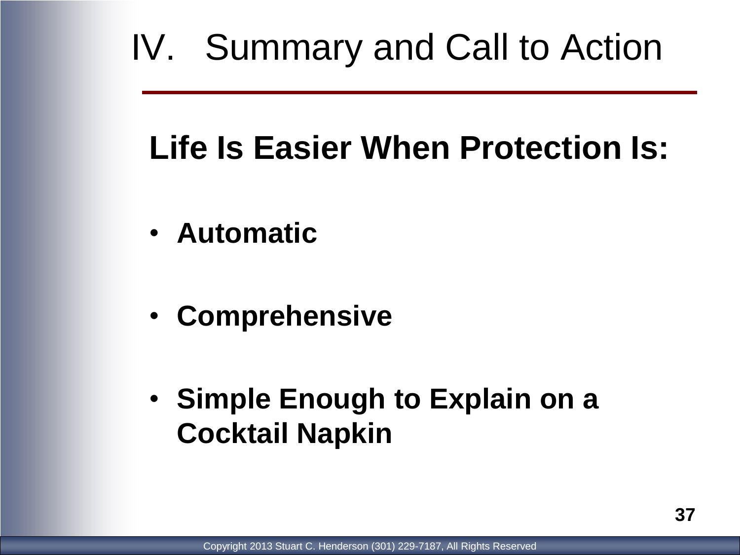# IV. Summary and Call to Action

## Life Is Easier When Protection Is:

- **Automatic**
- **Comprehensive**
- **Simple Enough to Explain on a Cocktail Napkin**

Copyright 2013 Stuart C. Henderson (301) 229-7187, All Rights Reserved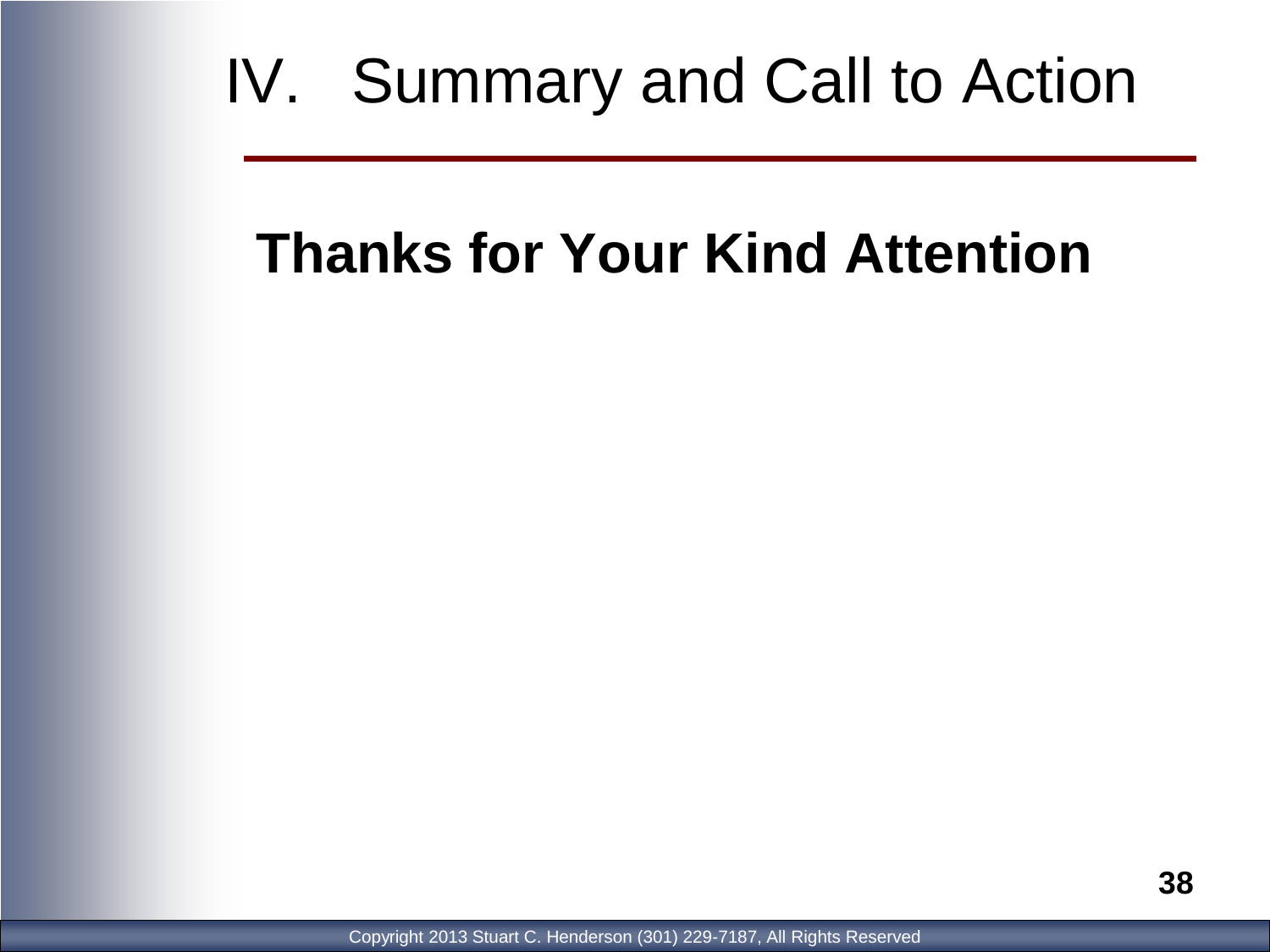# IV. Summary and Call to Action

**Thanks for Your Kind Attention**